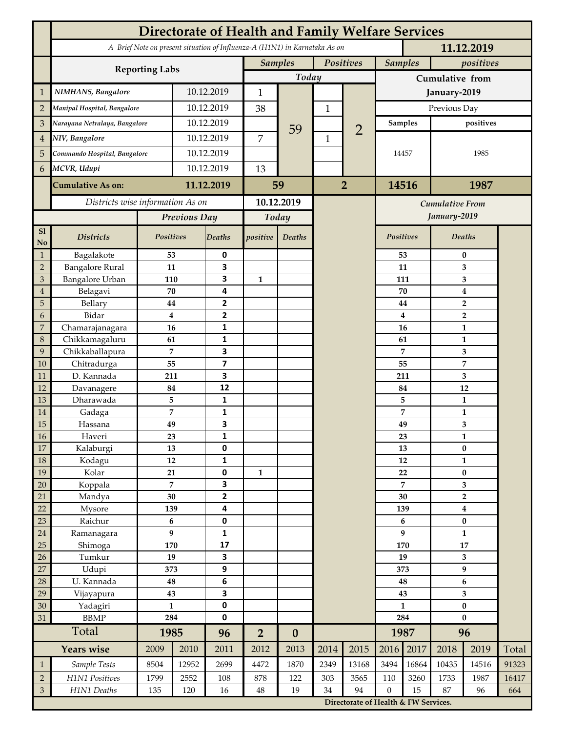# Directorate of Health and Family Welfare Services

A Brief Note on present situation of Influenza-A (H1N1) in Karnataka As on **11.12.2019**

| | Reporting Labs | | Samples Today | | Positives Today | | Samples (Cumulative from January-2019, Previous Day) | positives (Cumulative from January-2019, Previous Day) |
|---|---|---|---|---|---|---|---|---|
| 1 | *NIMHANS, Bangalore* | 10.12.2019 | 1 | 59 | | 2 | 14457 | 1985 |
| 2 | *Manipal Hospital, Bangalore* | 10.12.2019 | 38 | | 1 | | | |
| 3 | *Narayana Netralaya, Bangalore* | 10.12.2019 | | | | | | |
| 4 | *NIV, Bangalore* | 10.12.2019 | 7 | | 1 | | | |
| 5 | *Commando Hospital, Bangalore* | 10.12.2019 | | | | | | |
| 6 | *MCVR, Udupi* | 10.12.2019 | 13 | | | | | |
| | **Cumulative As on:** | **11.12.2019** | **59** | | **2** | | **14516** | **1987** |

*Districts wise information As on* **10.12.2019**

| Sl No | Districts | Previous Day Positives | Previous Day Deaths | Today positive | Today Deaths | Cumulative From January-2019 Positives | Cumulative From January-2019 Deaths |
|---|---|---|---|---|---|---|---|
| 1 | Bagalakote | 53 | 0 | | | 53 | 0 |
| 2 | Bangalore Rural | 11 | 3 | | | 11 | 3 |
| 3 | Bangalore Urban | 110 | 3 | 1 | | 111 | 3 |
| 4 | Belagavi | 70 | 4 | | | 70 | 4 |
| 5 | Bellary | 44 | 2 | | | 44 | 2 |
| 6 | Bidar | 4 | 2 | | | 4 | 2 |
| 7 | Chamarajanagara | 16 | 1 | | | 16 | 1 |
| 8 | Chikkamagaluru | 61 | 1 | | | 61 | 1 |
| 9 | Chikkaballapura | 7 | 3 | | | 7 | 3 |
| 10 | Chitradurga | 55 | 7 | | | 55 | 7 |
| 11 | D. Kannada | 211 | 3 | | | 211 | 3 |
| 12 | Davanagere | 84 | 12 | | | 84 | 12 |
| 13 | Dharawada | 5 | 1 | | | 5 | 1 |
| 14 | Gadaga | 7 | 1 | | | 7 | 1 |
| 15 | Hassana | 49 | 3 | | | 49 | 3 |
| 16 | Haveri | 23 | 1 | | | 23 | 1 |
| 17 | Kalaburgi | 13 | 0 | | | 13 | 0 |
| 18 | Kodagu | 12 | 1 | | | 12 | 1 |
| 19 | Kolar | 21 | 0 | 1 | | 22 | 0 |
| 20 | Koppala | 7 | 3 | | | 7 | 3 |
| 21 | Mandya | 30 | 2 | | | 30 | 2 |
| 22 | Mysore | 139 | 4 | | | 139 | 4 |
| 23 | Raichur | 6 | 0 | | | 6 | 0 |
| 24 | Ramanagara | 9 | 1 | | | 9 | 1 |
| 25 | Shimoga | 170 | 17 | | | 170 | 17 |
| 26 | Tumkur | 19 | 3 | | | 19 | 3 |
| 27 | Udupi | 373 | 9 | | | 373 | 9 |
| 28 | U. Kannada | 48 | 6 | | | 48 | 6 |
| 29 | Vijayapura | 43 | 3 | | | 43 | 3 |
| 30 | Yadagiri | 1 | 0 | | | 1 | 0 |
| 31 | BBMP | 284 | 0 | | | 284 | 0 |
| | **Total** | **1985** | **96** | **2** | **0** | **1987** | **96** |

| | Years wise | 2009 | 2010 | 2011 | 2012 | 2013 | 2014 | 2015 | 2016 | 2017 | 2018 | 2019 | Total |
|---|---|---|---|---|---|---|---|---|---|---|---|---|---|
| 1 | *Sample Tests* | 8504 | 12952 | 2699 | 4472 | 1870 | 2349 | 13168 | 3494 | 16864 | 10435 | 14516 | 91323 |
| 2 | *H1N1 Positives* | 1799 | 2552 | 108 | 878 | 122 | 303 | 3565 | 110 | 3260 | 1733 | 1987 | 16417 |
| 3 | *H1N1 Deaths* | 135 | 120 | 16 | 48 | 19 | 34 | 94 | 0 | 15 | 87 | 96 | 664 |

**Directorate of Health & FW Services.**